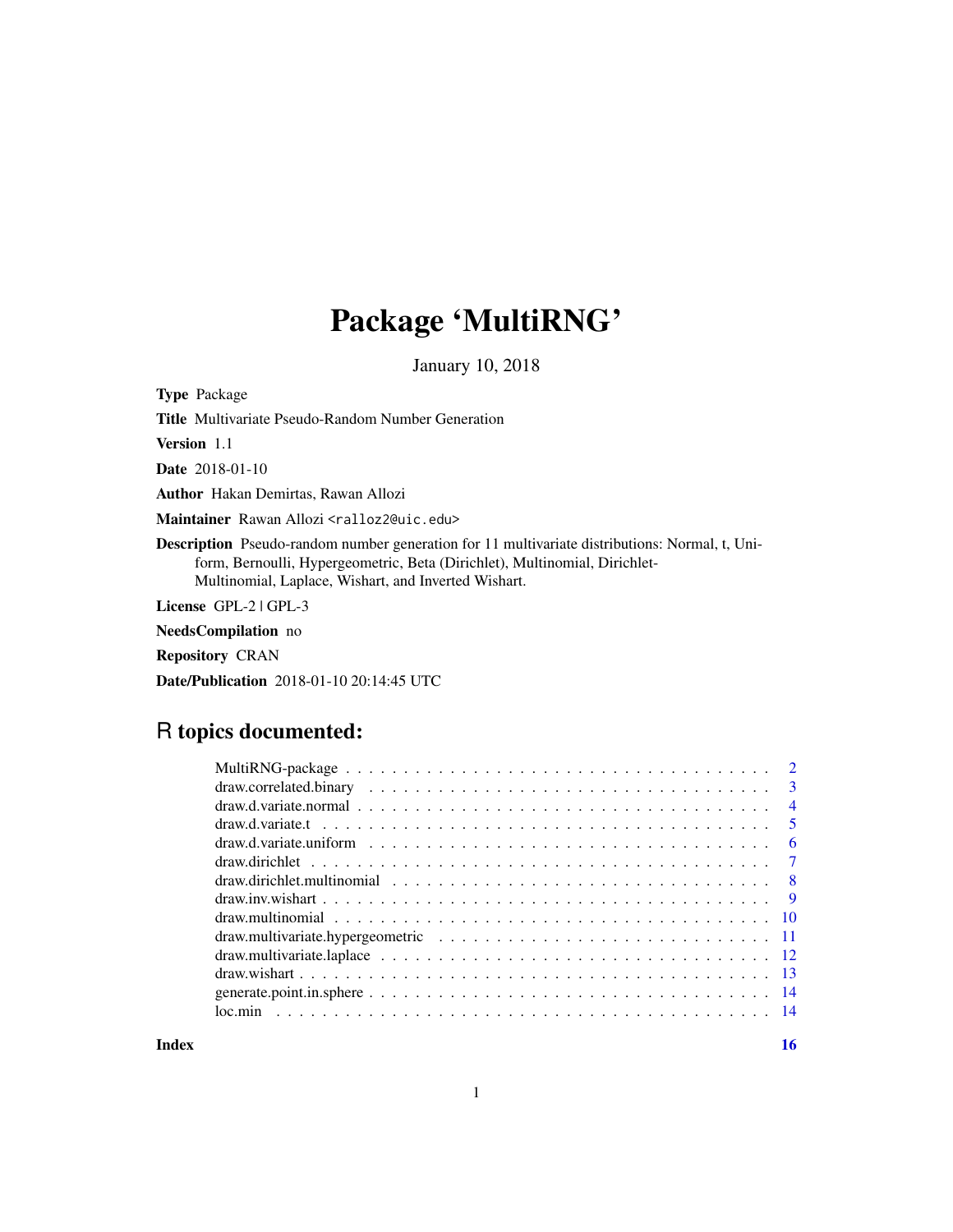# Package 'MultiRNG'

January 10, 2018

**Type** Package

**Title** Multivariate Pseudo-Random Number Generation

**Version** 1.1

**Date** 2018-01-10

**Author** Hakan Demirtas, Rawan Allozi

**Maintainer** Rawan Allozi <ralloz2@uic.edu>

**Description** Pseudo-random number generation for 11 multivariate distributions: Normal, t, Uniform, Bernoulli, Hypergeometric, Beta (Dirichlet), Multinomial, Dirichlet-Multinomial, Laplace, Wishart, and Inverted Wishart.

**License** GPL-2 | GPL-3

**NeedsCompilation** no

**Repository** CRAN

**Date/Publication** 2018-01-10 20:14:45 UTC

## R topics documented:

| | |
|---|---|
| MultiRNG-package | 2 |
| draw.correlated.binary | 3 |
| draw.d.variate.normal | 4 |
| draw.d.variate.t | 5 |
| draw.d.variate.uniform | 6 |
| draw.dirichlet | 7 |
| draw.dirichlet.multinomial | 8 |
| draw.inv.wishart | 9 |
| draw.multinomial | 10 |
| draw.multivariate.hypergeometric | 11 |
| draw.multivariate.laplace | 12 |
| draw.wishart | 13 |
| generate.point.in.sphere | 14 |
| loc.min | 14 |
| **Index** | **16** |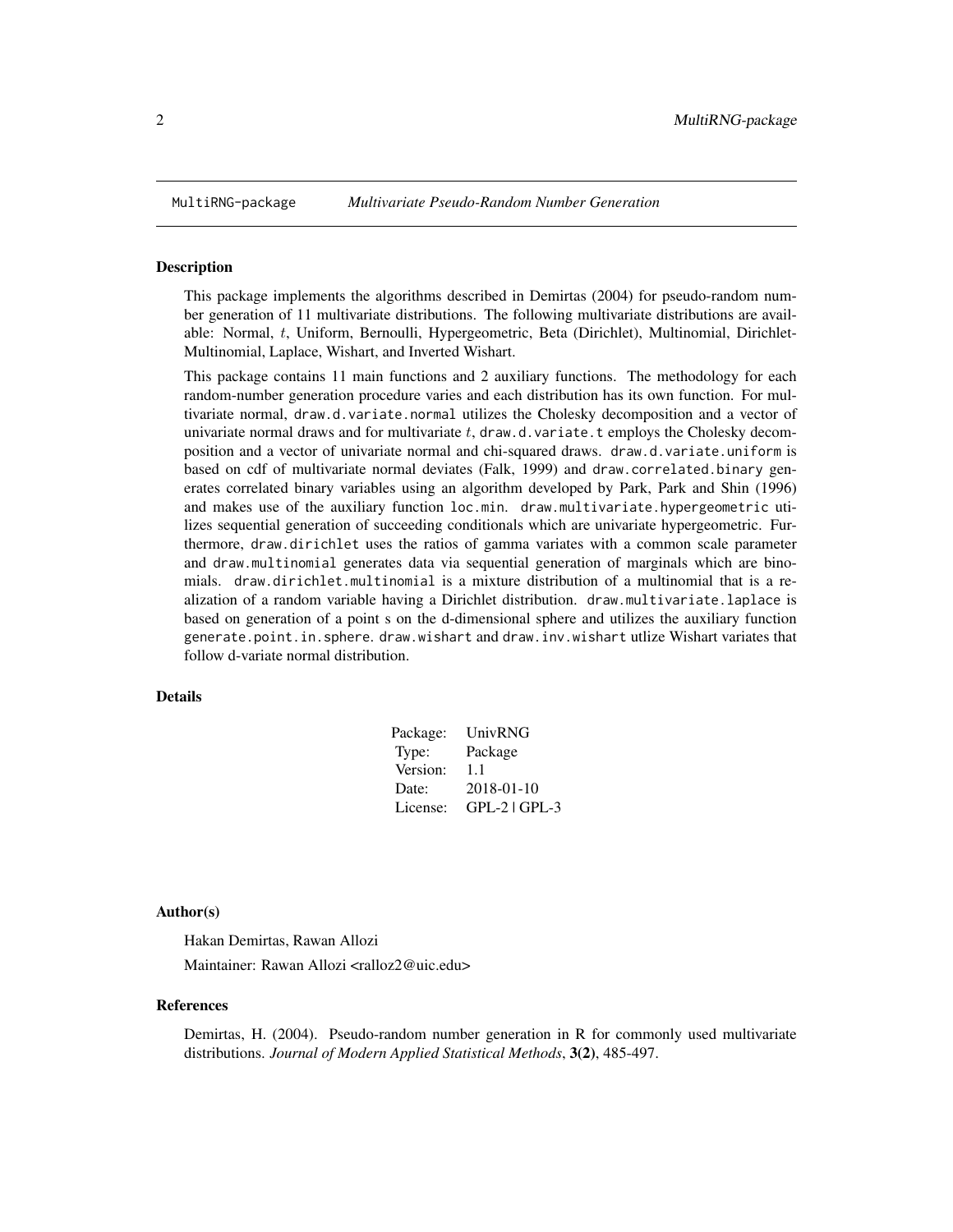MultiRNG-package *Multivariate Pseudo-Random Number Generation*

## Description

This package implements the algorithms described in Demirtas (2004) for pseudo-random number generation of 11 multivariate distributions. The following multivariate distributions are available: Normal, $t$, Uniform, Bernoulli, Hypergeometric, Beta (Dirichlet), Multinomial, Dirichlet-Multinomial, Laplace, Wishart, and Inverted Wishart.

This package contains 11 main functions and 2 auxiliary functions. The methodology for each random-number generation procedure varies and each distribution has its own function. For multivariate normal, `draw.d.variate.normal` utilizes the Cholesky decomposition and a vector of univariate normal draws and for multivariate $t$, `draw.d.variate.t` employs the Cholesky decomposition and a vector of univariate normal and chi-squared draws. `draw.d.variate.uniform` is based on cdf of multivariate normal deviates (Falk, 1999) and `draw.correlated.binary` generates correlated binary variables using an algorithm developed by Park, Park and Shin (1996) and makes use of the auxiliary function `loc.min`. `draw.multivariate.hypergeometric` utilizes sequential generation of succeeding conditionals which are univariate hypergeometric. Furthermore, `draw.dirichlet` uses the ratios of gamma variates with a common scale parameter and `draw.multinomial` generates data via sequential generation of marginals which are binomials. `draw.dirichlet.multinomial` is a mixture distribution of a multinomial that is a realization of a random variable having a Dirichlet distribution. `draw.multivariate.laplace` is based on generation of a point s on the d-dimensional sphere and utilizes the auxiliary function `generate.point.in.sphere`. `draw.wishart` and `draw.inv.wishart` utlize Wishart variates that follow d-variate normal distribution.

## Details

| | |
|---|---|
| Package: | UnivRNG |
| Type: | Package |
| Version: | 1.1 |
| Date: | 2018-01-10 |
| License: | GPL-2 \| GPL-3 |

## Author(s)

Hakan Demirtas, Rawan Allozi

Maintainer: Rawan Allozi <ralloz2@uic.edu>

## References

Demirtas, H. (2004). Pseudo-random number generation in R for commonly used multivariate distributions. *Journal of Modern Applied Statistical Methods*, **3(2)**, 485-497.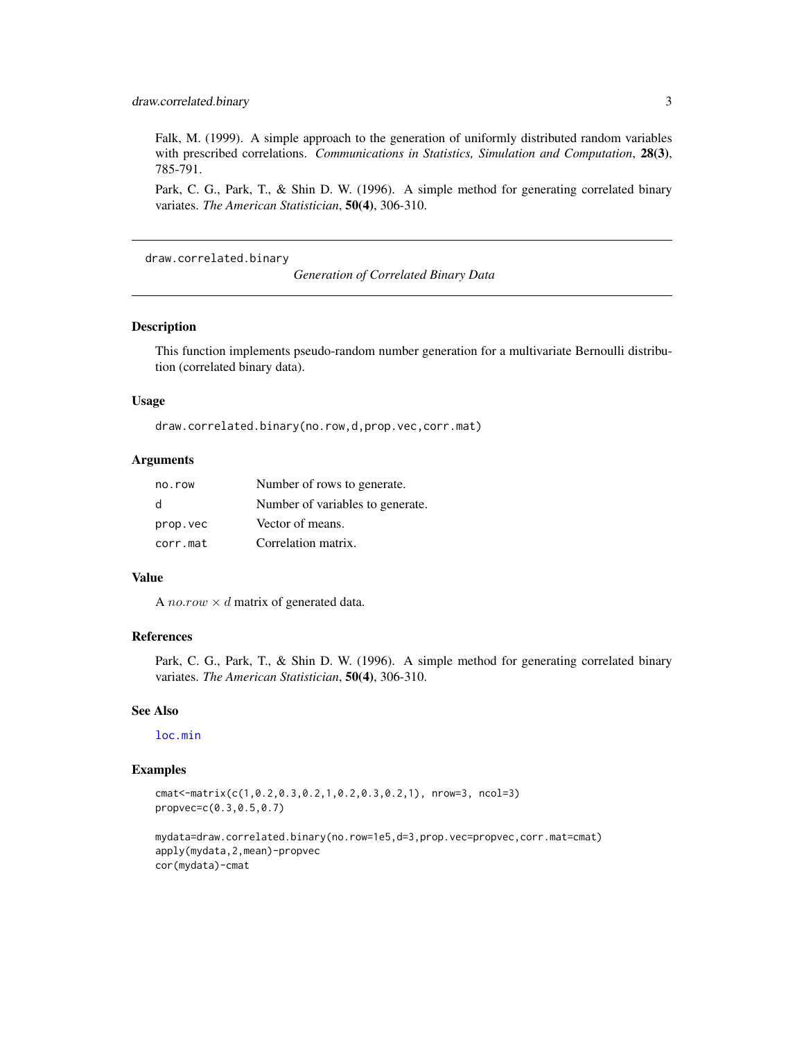Falk, M. (1999). A simple approach to the generation of uniformly distributed random variables with prescribed correlations. *Communications in Statistics, Simulation and Computation*, **28(3)**, 785-791.

Park, C. G., Park, T., & Shin D. W. (1996). A simple method for generating correlated binary variates. *The American Statistician*, **50(4)**, 306-310.

---

## draw.correlated.binary

*Generation of Correlated Binary Data*

---

### Description

This function implements pseudo-random number generation for a multivariate Bernoulli distribution (correlated binary data).

### Usage

```
draw.correlated.binary(no.row,d,prop.vec,corr.mat)
```

### Arguments

| | |
|---|---|
| no.row | Number of rows to generate. |
| d | Number of variables to generate. |
| prop.vec | Vector of means. |
| corr.mat | Correlation matrix. |

### Value

A $no.row \times d$ matrix of generated data.

### References

Park, C. G., Park, T., & Shin D. W. (1996). A simple method for generating correlated binary variates. *The American Statistician*, **50(4)**, 306-310.

### See Also

loc.min

### Examples

```
cmat<-matrix(c(1,0.2,0.3,0.2,1,0.2,0.3,0.2,1), nrow=3, ncol=3)
propvec=c(0.3,0.5,0.7)

mydata=draw.correlated.binary(no.row=1e5,d=3,prop.vec=propvec,corr.mat=cmat)
apply(mydata,2,mean)-propvec
cor(mydata)-cmat
```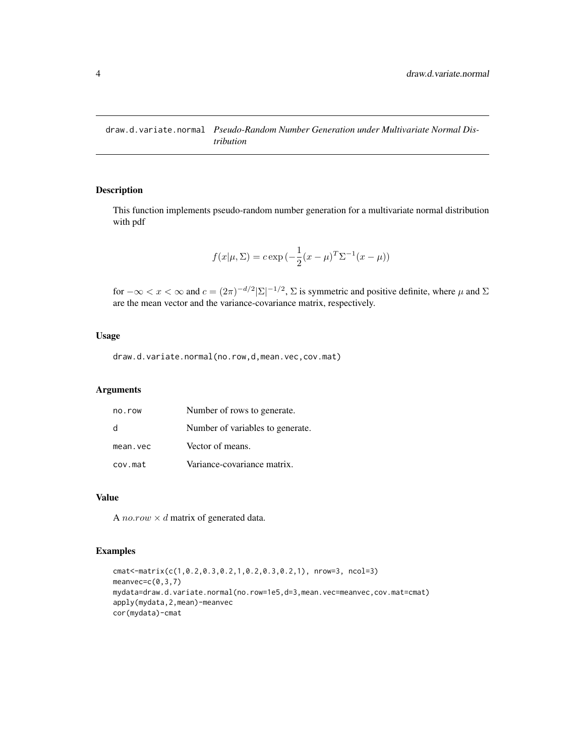# draw.d.variate.normal *Pseudo-Random Number Generation under Multivariate Normal Distribution*

## Description

This function implements pseudo-random number generation for a multivariate normal distribution with pdf

$$f(x|\mu, \Sigma) = c \exp{(-\frac{1}{2}(x-\mu)^T \Sigma^{-1}(x-\mu))}$$

for $-\infty < x < \infty$ and $c = (2\pi)^{-d/2}|\Sigma|^{-1/2}$, $\Sigma$ is symmetric and positive definite, where $\mu$ and $\Sigma$ are the mean vector and the variance-covariance matrix, respectively.

## Usage

```
draw.d.variate.normal(no.row,d,mean.vec,cov.mat)
```

## Arguments

| | |
|---|---|
| no.row | Number of rows to generate. |
| d | Number of variables to generate. |
| mean.vec | Vector of means. |
| cov.mat | Variance-covariance matrix. |

## Value

A $no.row \times d$ matrix of generated data.

## Examples

```
cmat<-matrix(c(1,0.2,0.3,0.2,1,0.2,0.3,0.2,1), nrow=3, ncol=3)
meanvec=c(0,3,7)
mydata=draw.d.variate.normal(no.row=1e5,d=3,mean.vec=meanvec,cov.mat=cmat)
apply(mydata,2,mean)-meanvec
cor(mydata)-cmat
```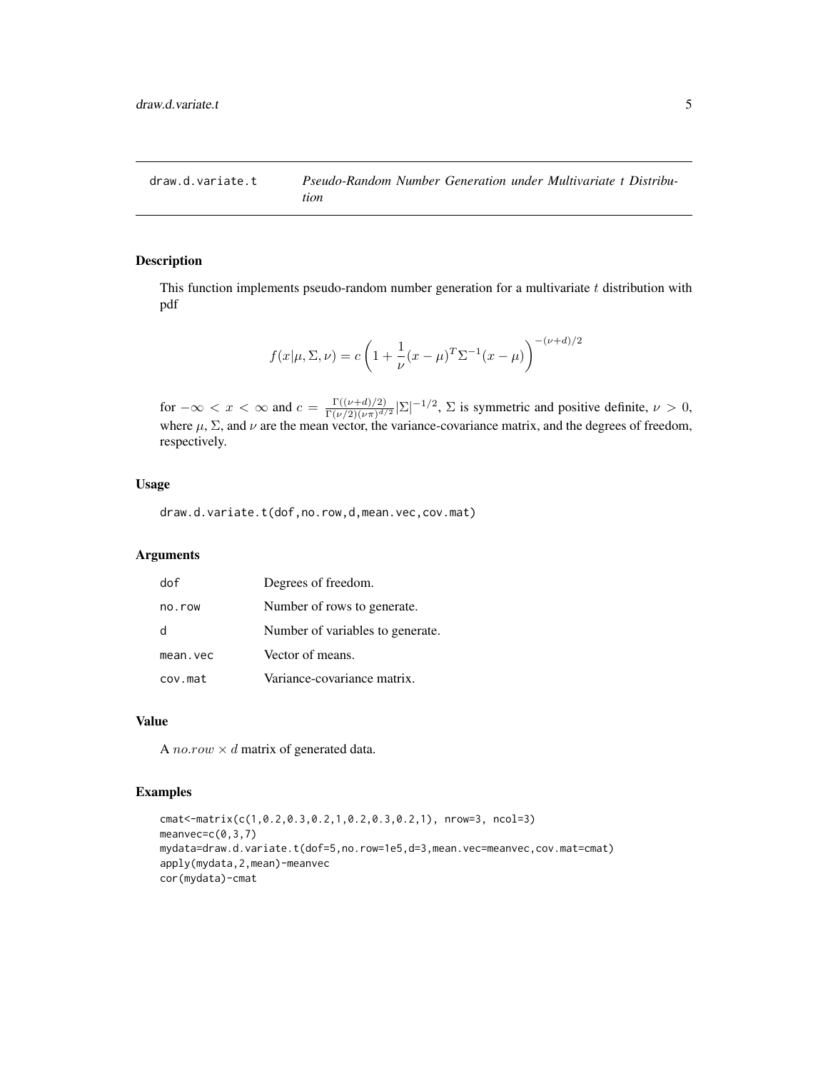# draw.d.variate.t    *Pseudo-Random Number Generation under Multivariate t Distribution*

## Description

This function implements pseudo-random number generation for a multivariate $t$ distribution with pdf

$$f(x|\mu, \Sigma, \nu) = c \left(1 + \frac{1}{\nu}(x - \mu)^T \Sigma^{-1} (x - \mu)\right)^{-(\nu+d)/2}$$

for $-\infty < x < \infty$ and $c = \frac{\Gamma((\nu+d)/2)}{\Gamma(\nu/2)(\nu\pi)^{d/2}} |\Sigma|^{-1/2}$, $\Sigma$ is symmetric and positive definite, $\nu > 0$, where $\mu$, $\Sigma$, and $\nu$ are the mean vector, the variance-covariance matrix, and the degrees of freedom, respectively.

## Usage

```
draw.d.variate.t(dof,no.row,d,mean.vec,cov.mat)
```

## Arguments

| | |
|---|---|
| dof | Degrees of freedom. |
| no.row | Number of rows to generate. |
| d | Number of variables to generate. |
| mean.vec | Vector of means. |
| cov.mat | Variance-covariance matrix. |

## Value

A $no.row \times d$ matrix of generated data.

## Examples

```
cmat<-matrix(c(1,0.2,0.3,0.2,1,0.2,0.3,0.2,1), nrow=3, ncol=3)
meanvec=c(0,3,7)
mydata=draw.d.variate.t(dof=5,no.row=1e5,d=3,mean.vec=meanvec,cov.mat=cmat)
apply(mydata,2,mean)-meanvec
cor(mydata)-cmat
```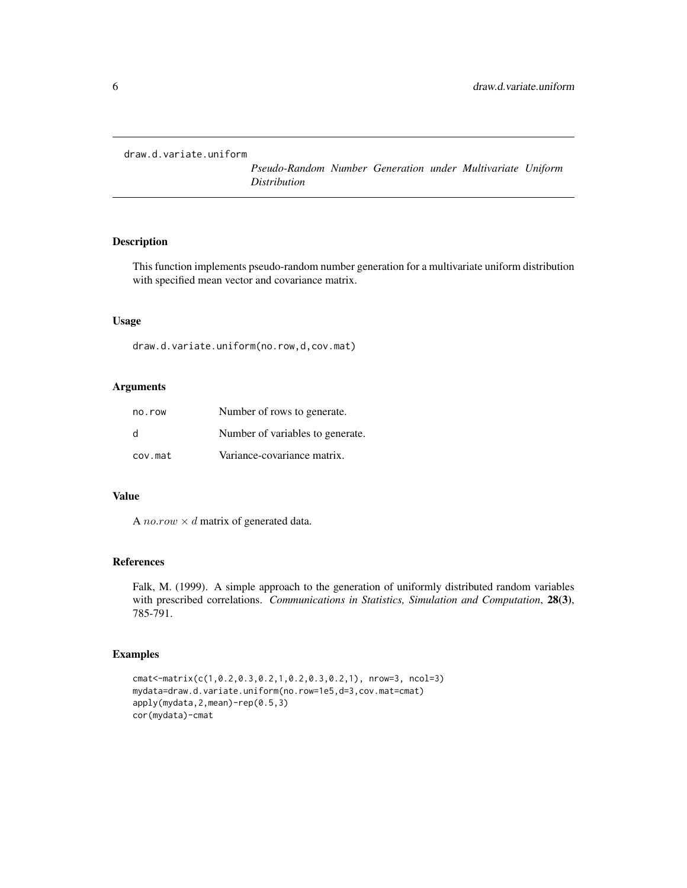draw.d.variate.uniform

*Pseudo-Random Number Generation under Multivariate Uniform Distribution*

## Description

This function implements pseudo-random number generation for a multivariate uniform distribution with specified mean vector and covariance matrix.

## Usage

```
draw.d.variate.uniform(no.row,d,cov.mat)
```

## Arguments

| | |
|---|---|
| no.row | Number of rows to generate. |
| d | Number of variables to generate. |
| cov.mat | Variance-covariance matrix. |

## Value

A $no.row \times d$ matrix of generated data.

## References

Falk, M. (1999). A simple approach to the generation of uniformly distributed random variables with prescribed correlations. *Communications in Statistics, Simulation and Computation*, **28(3)**, 785-791.

## Examples

```
cmat<-matrix(c(1,0.2,0.3,0.2,1,0.2,0.3,0.2,1), nrow=3, ncol=3)
mydata=draw.d.variate.uniform(no.row=1e5,d=3,cov.mat=cmat)
apply(mydata,2,mean)-rep(0.5,3)
cor(mydata)-cmat
```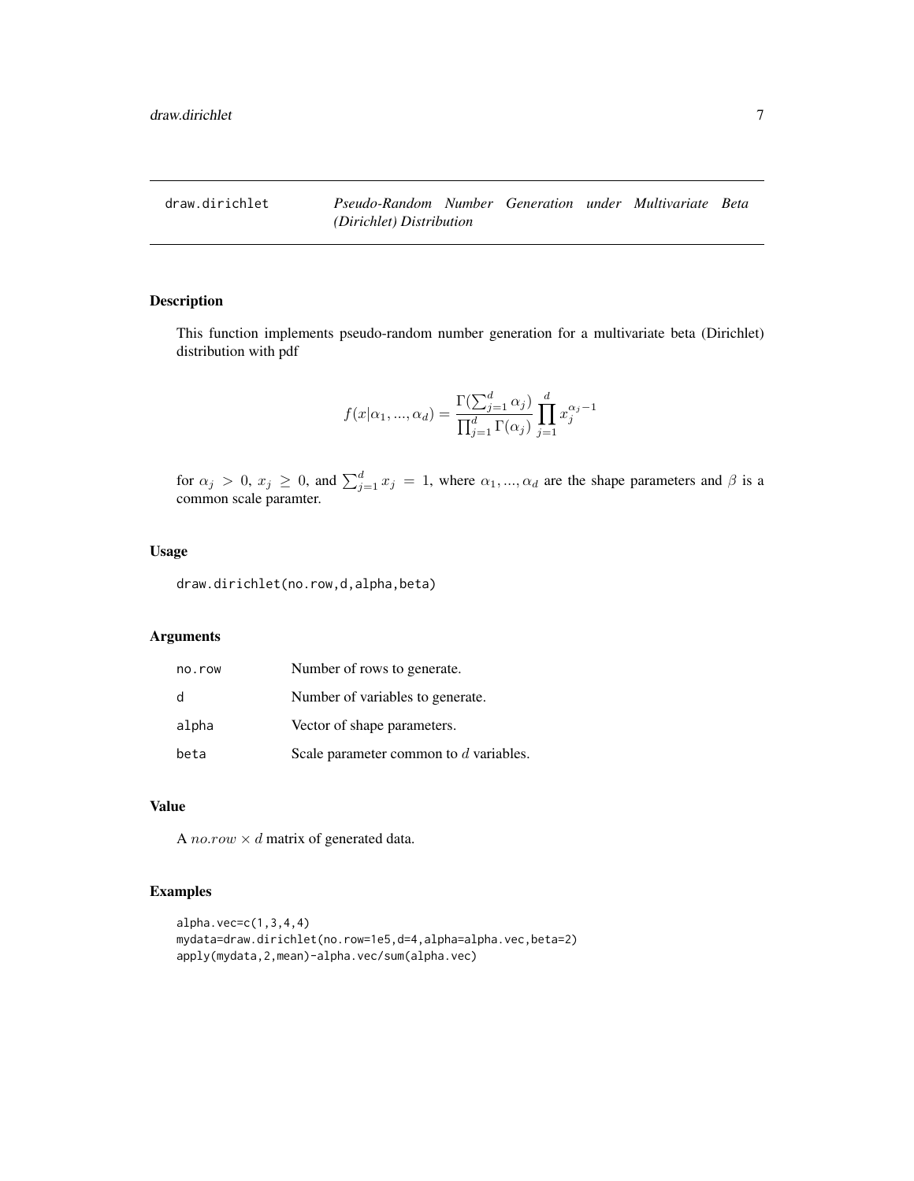draw.dirichlet — *Pseudo-Random Number Generation under Multivariate Beta (Dirichlet) Distribution*

## Description

This function implements pseudo-random number generation for a multivariate beta (Dirichlet) distribution with pdf

$$f(x|\alpha_1, ..., \alpha_d) = \frac{\Gamma(\sum_{j=1}^{d} \alpha_j)}{\prod_{j=1}^{d} \Gamma(\alpha_j)} \prod_{j=1}^{d} x_j^{\alpha_j - 1}$$

for $\alpha_j > 0$, $x_j \geq 0$, and $\sum_{j=1}^{d} x_j = 1$, where $\alpha_1, ..., \alpha_d$ are the shape parameters and $\beta$ is a common scale paramter.

## Usage

```
draw.dirichlet(no.row,d,alpha,beta)
```

## Arguments

| | |
|---|---|
| no.row | Number of rows to generate. |
| d | Number of variables to generate. |
| alpha | Vector of shape parameters. |
| beta | Scale parameter common to $d$ variables. |

## Value

A $no.row \times d$ matrix of generated data.

## Examples

```
alpha.vec=c(1,3,4,4)
mydata=draw.dirichlet(no.row=1e5,d=4,alpha=alpha.vec,beta=2)
apply(mydata,2,mean)-alpha.vec/sum(alpha.vec)
```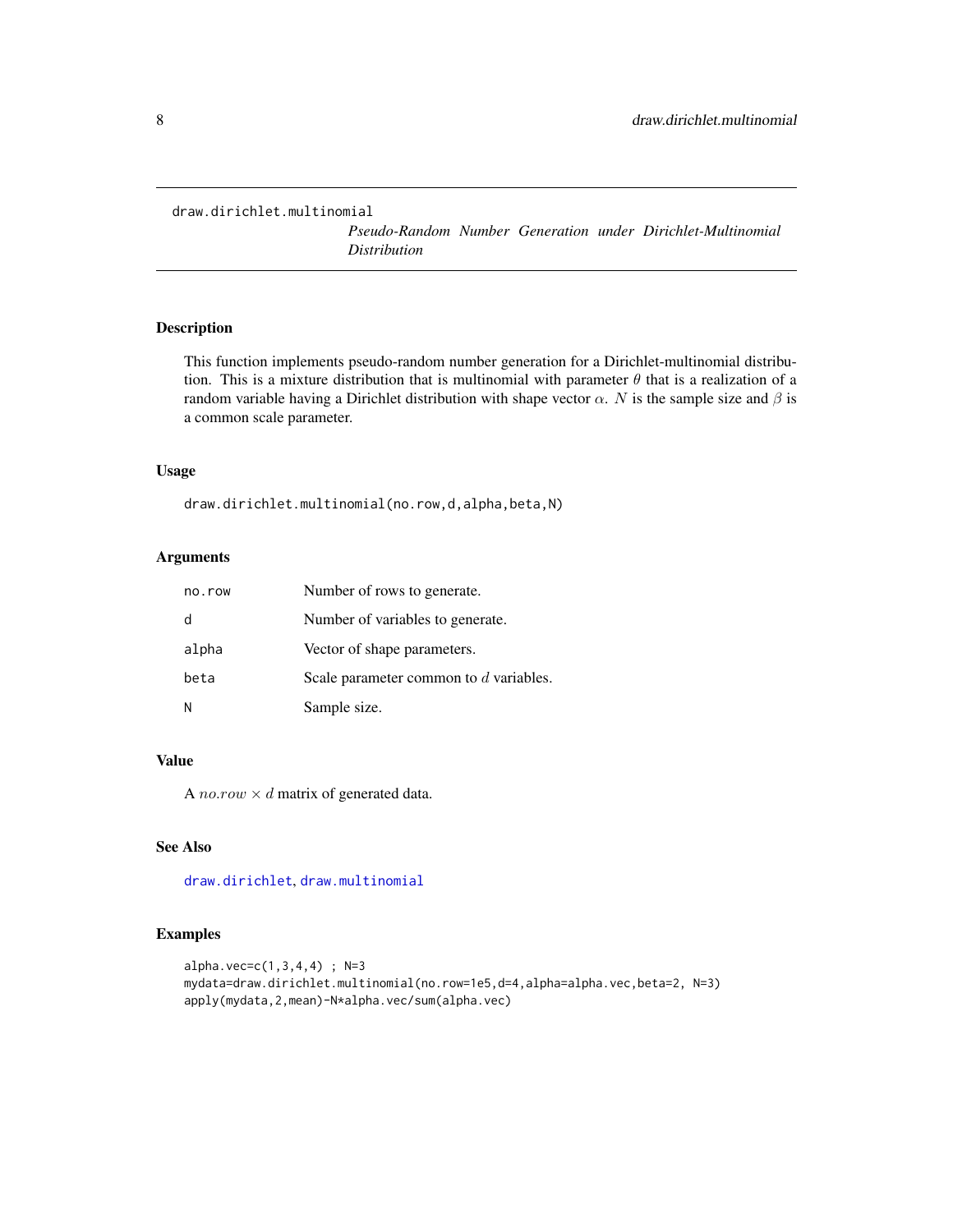# draw.dirichlet.multinomial

*Pseudo-Random Number Generation under Dirichlet-Multinomial Distribution*

## Description

This function implements pseudo-random number generation for a Dirichlet-multinomial distribution. This is a mixture distribution that is multinomial with parameter $\theta$ that is a realization of a random variable having a Dirichlet distribution with shape vector $\alpha$. $N$ is the sample size and $\beta$ is a common scale parameter.

## Usage

```
draw.dirichlet.multinomial(no.row,d,alpha,beta,N)
```

## Arguments

| | |
|---|---|
| no.row | Number of rows to generate. |
| d | Number of variables to generate. |
| alpha | Vector of shape parameters. |
| beta | Scale parameter common to $d$ variables. |
| N | Sample size. |

## Value

A $no.row \times d$ matrix of generated data.

## See Also

draw.dirichlet, draw.multinomial

## Examples

```
alpha.vec=c(1,3,4,4) ; N=3
mydata=draw.dirichlet.multinomial(no.row=1e5,d=4,alpha=alpha.vec,beta=2, N=3)
apply(mydata,2,mean)-N*alpha.vec/sum(alpha.vec)
```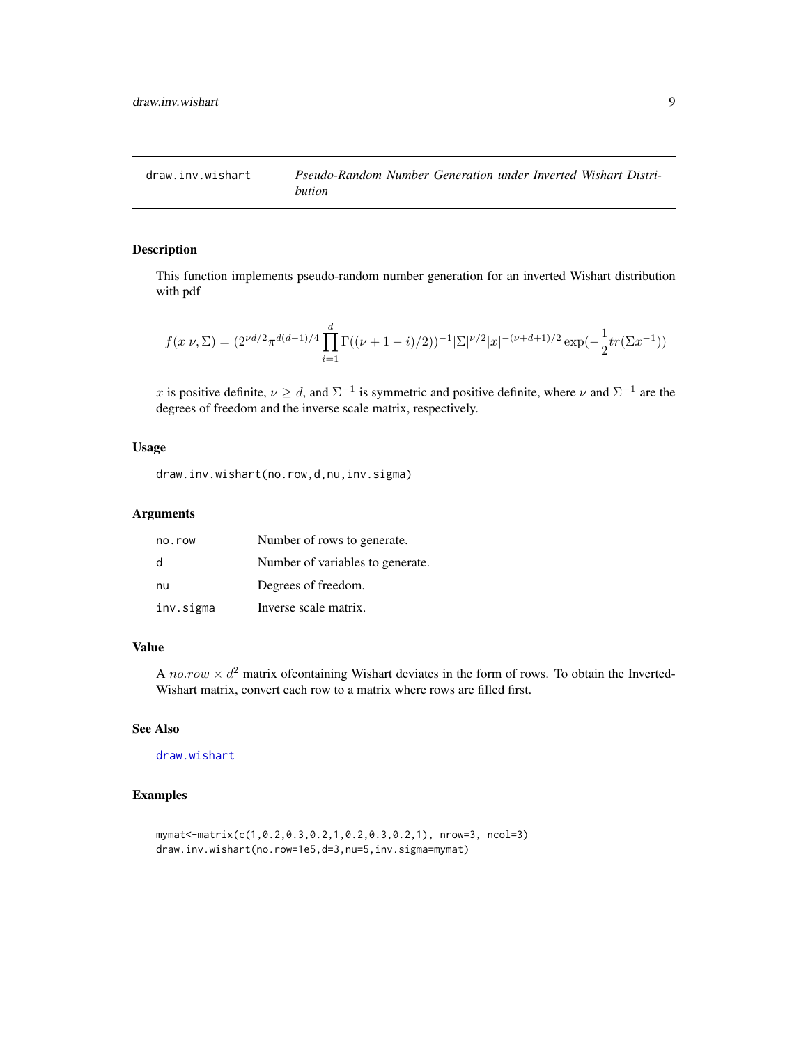# draw.inv.wishart — *Pseudo-Random Number Generation under Inverted Wishart Distribution*

## Description

This function implements pseudo-random number generation for an inverted Wishart distribution with pdf

$$f(x|\nu,\Sigma) = (2^{\nu d/2}\pi^{d(d-1)/4}\prod_{i=1}^{d}\Gamma((\nu+1-i)/2))^{-1}|\Sigma|^{\nu/2}|x|^{-(\nu+d+1)/2}\exp(-\frac{1}{2}tr(\Sigma x^{-1}))$$

$x$ is positive definite, $\nu \geq d$, and $\Sigma^{-1}$ is symmetric and positive definite, where $\nu$ and $\Sigma^{-1}$ are the degrees of freedom and the inverse scale matrix, respectively.

## Usage

```
draw.inv.wishart(no.row,d,nu,inv.sigma)
```

## Arguments

| | |
|---|---|
| no.row | Number of rows to generate. |
| d | Number of variables to generate. |
| nu | Degrees of freedom. |
| inv.sigma | Inverse scale matrix. |

## Value

A $no.row \times d^2$ matrix ofcontaining Wishart deviates in the form of rows. To obtain the Inverted-Wishart matrix, convert each row to a matrix where rows are filled first.

## See Also

draw.wishart

## Examples

```
mymat<-matrix(c(1,0.2,0.3,0.2,1,0.2,0.3,0.2,1), nrow=3, ncol=3)
draw.inv.wishart(no.row=1e5,d=3,nu=5,inv.sigma=mymat)
```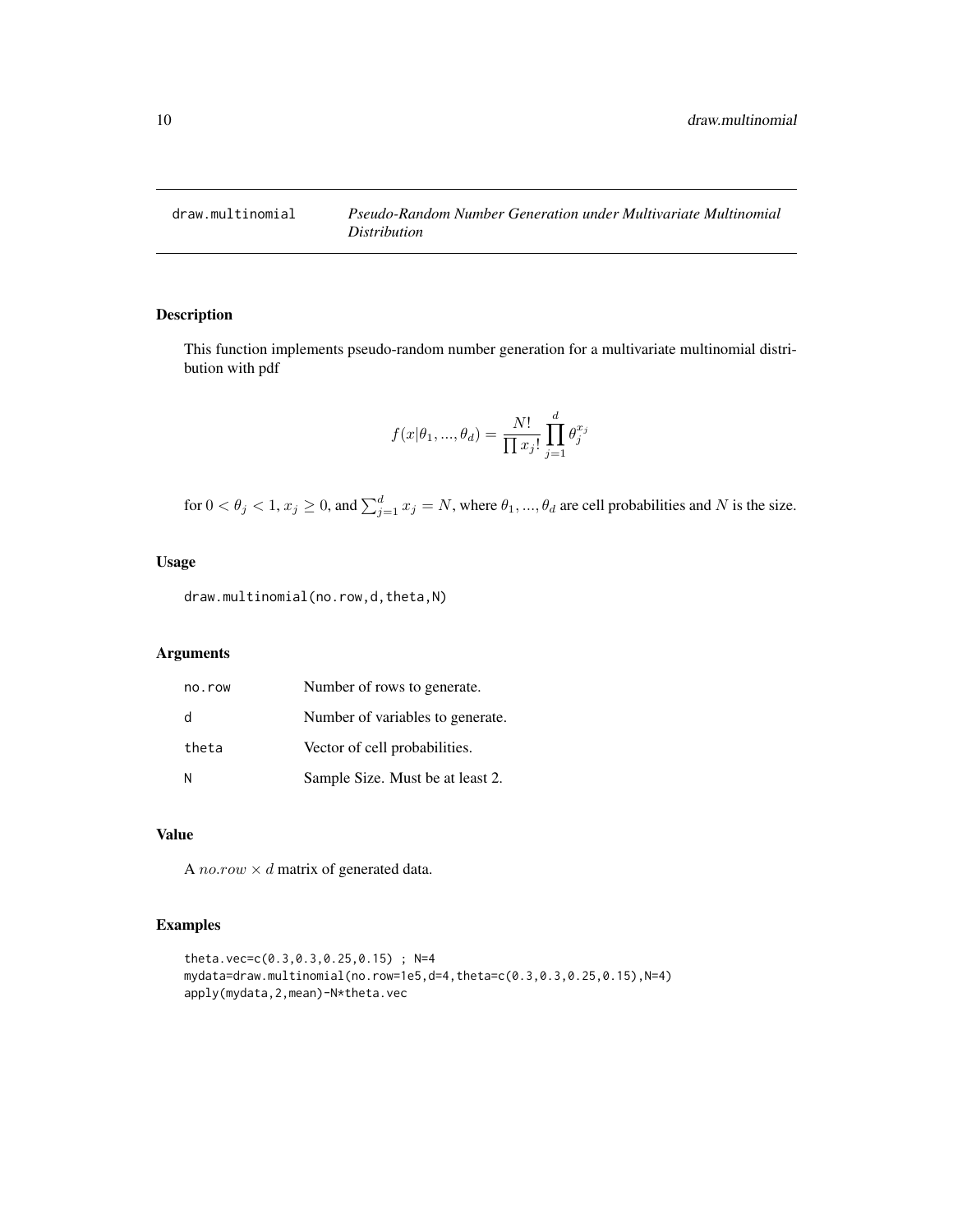## draw.multinomial — *Pseudo-Random Number Generation under Multivariate Multinomial Distribution*

### Description

This function implements pseudo-random number generation for a multivariate multinomial distribution with pdf

$$f(x|\theta_1, ..., \theta_d) = \frac{N!}{\prod x_j!} \prod_{j=1}^{d} \theta_j^{x_j}$$

for $0 < \theta_j < 1$, $x_j \geq 0$, and $\sum_{j=1}^{d} x_j = N$, where $\theta_1, ..., \theta_d$ are cell probabilities and $N$ is the size.

### Usage

```
draw.multinomial(no.row,d,theta,N)
```

### Arguments

| | |
|---|---|
| no.row | Number of rows to generate. |
| d | Number of variables to generate. |
| theta | Vector of cell probabilities. |
| N | Sample Size. Must be at least 2. |

### Value

A $no.row \times d$ matrix of generated data.

### Examples

```
theta.vec=c(0.3,0.3,0.25,0.15) ; N=4
mydata=draw.multinomial(no.row=1e5,d=4,theta=c(0.3,0.3,0.25,0.15),N=4)
apply(mydata,2,mean)-N*theta.vec
```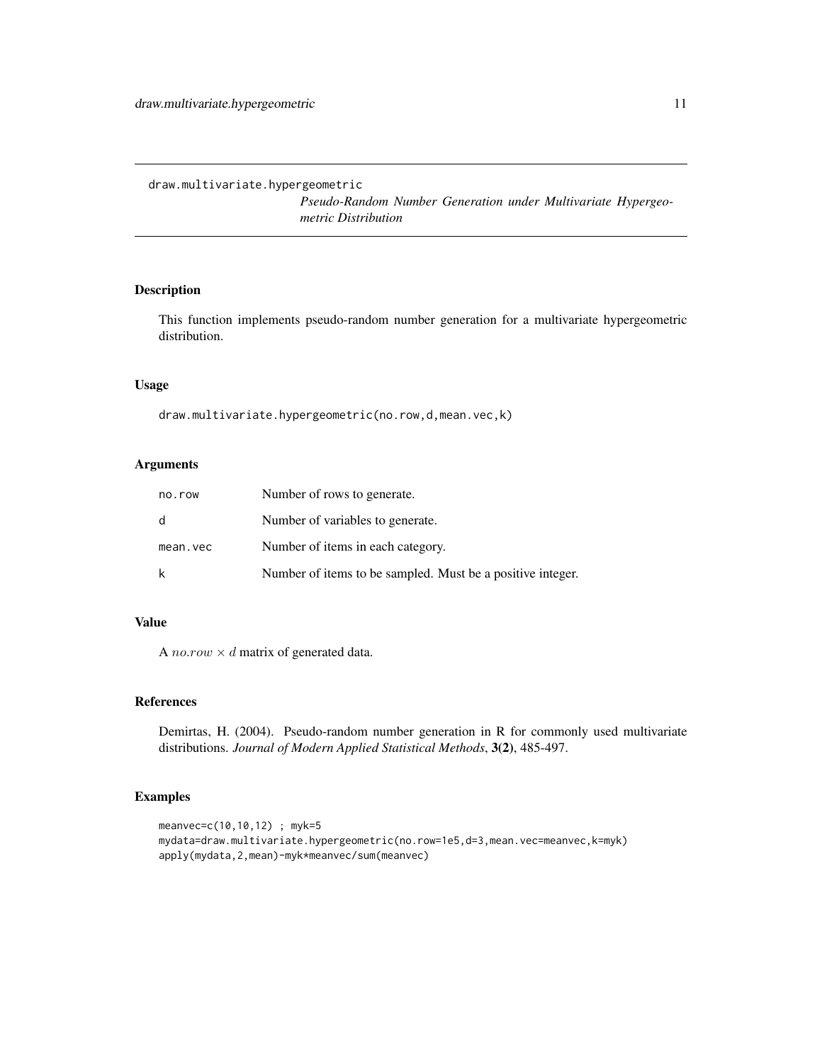draw.multivariate.hypergeometric

*Pseudo-Random Number Generation under Multivariate Hypergeometric Distribution*

## Description

This function implements pseudo-random number generation for a multivariate hypergeometric distribution.

## Usage

```
draw.multivariate.hypergeometric(no.row,d,mean.vec,k)
```

## Arguments

| | |
|---|---|
| no.row | Number of rows to generate. |
| d | Number of variables to generate. |
| mean.vec | Number of items in each category. |
| k | Number of items to be sampled. Must be a positive integer. |

## Value

A $no.row \times d$ matrix of generated data.

## References

Demirtas, H. (2004). Pseudo-random number generation in R for commonly used multivariate distributions. *Journal of Modern Applied Statistical Methods*, **3(2)**, 485-497.

## Examples

```
meanvec=c(10,10,12) ; myk=5
mydata=draw.multivariate.hypergeometric(no.row=1e5,d=3,mean.vec=meanvec,k=myk)
apply(mydata,2,mean)-myk*meanvec/sum(meanvec)
```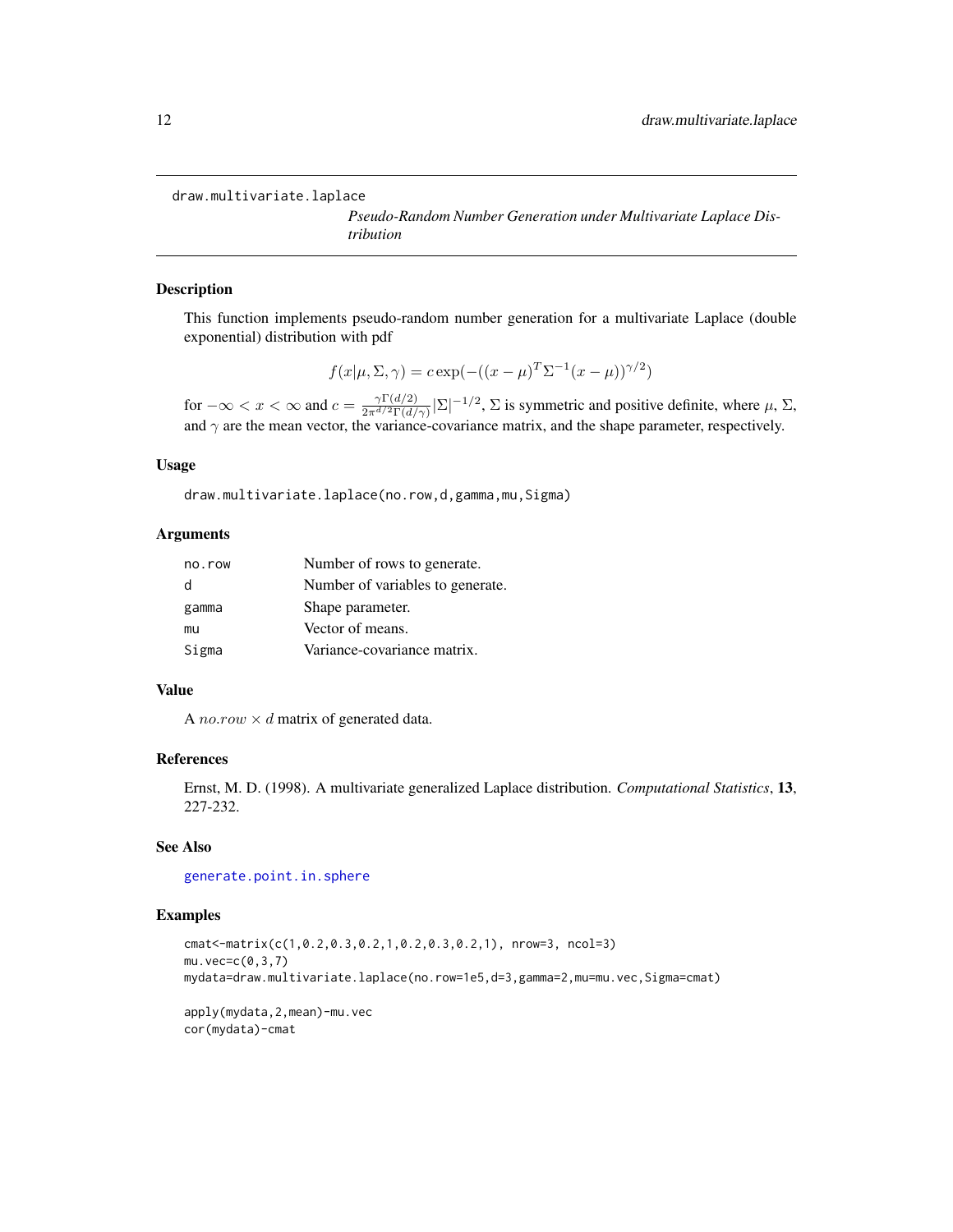draw.multivariate.laplace

*Pseudo-Random Number Generation under Multivariate Laplace Distribution*

## Description

This function implements pseudo-random number generation for a multivariate Laplace (double exponential) distribution with pdf

$$f(x|\mu, \Sigma, \gamma) = c \exp(-((x-\mu)^T \Sigma^{-1} (x-\mu))^{\gamma/2})$$

for $-\infty < x < \infty$ and $c = \frac{\gamma \Gamma(d/2)}{2\pi^{d/2}\Gamma(d/\gamma)} |\Sigma|^{-1/2}$, $\Sigma$ is symmetric and positive definite, where $\mu$, $\Sigma$, and $\gamma$ are the mean vector, the variance-covariance matrix, and the shape parameter, respectively.

## Usage

```
draw.multivariate.laplace(no.row,d,gamma,mu,Sigma)
```

## Arguments

| | |
|---|---|
| no.row | Number of rows to generate. |
| d | Number of variables to generate. |
| gamma | Shape parameter. |
| mu | Vector of means. |
| Sigma | Variance-covariance matrix. |

## Value

A $no.row \times d$ matrix of generated data.

## References

Ernst, M. D. (1998). A multivariate generalized Laplace distribution. *Computational Statistics*, **13**, 227-232.

## See Also

generate.point.in.sphere

## Examples

```
cmat<-matrix(c(1,0.2,0.3,0.2,1,0.2,0.3,0.2,1), nrow=3, ncol=3)
mu.vec=c(0,3,7)
mydata=draw.multivariate.laplace(no.row=1e5,d=3,gamma=2,mu=mu.vec,Sigma=cmat)

apply(mydata,2,mean)-mu.vec
cor(mydata)-cmat
```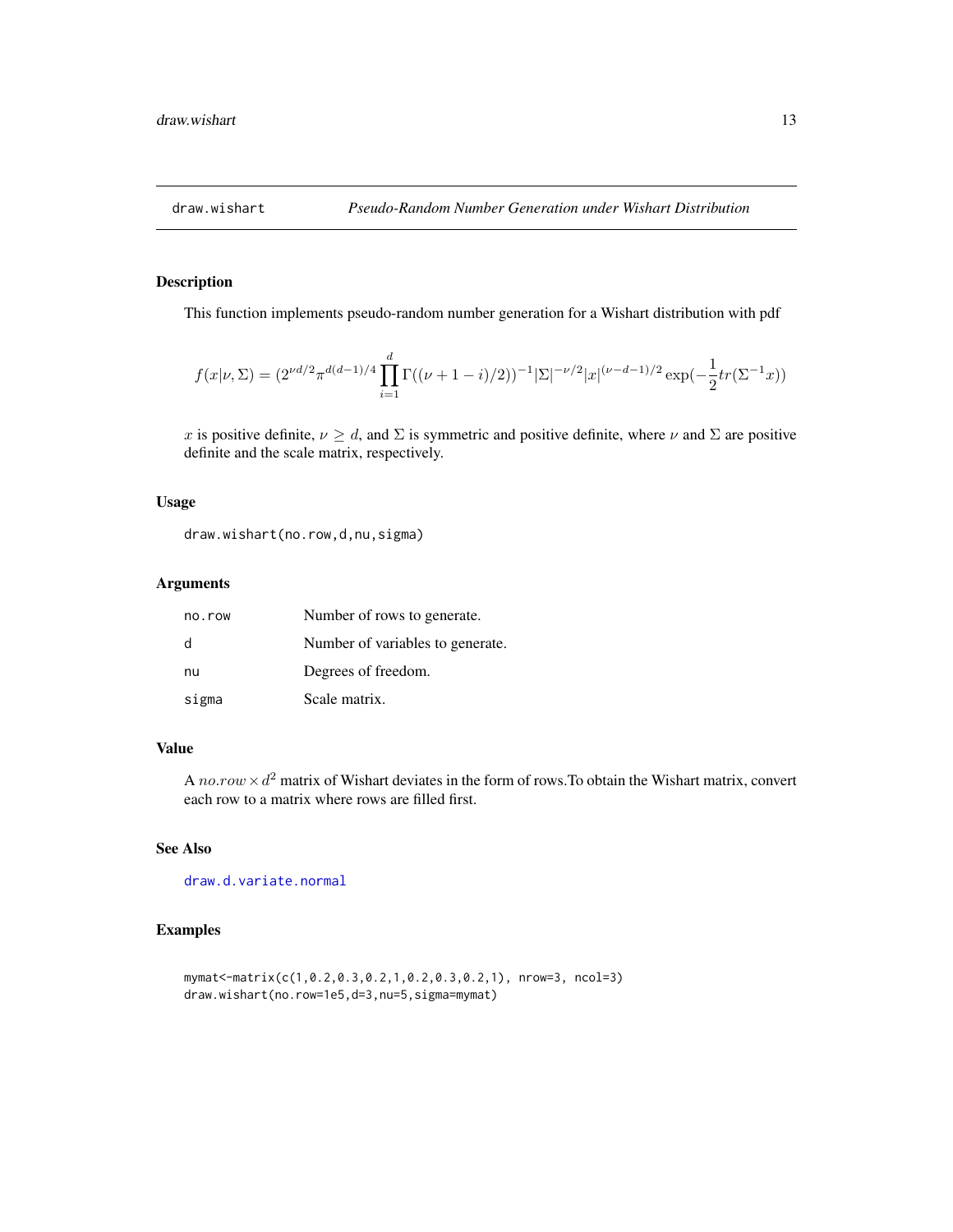# draw.wishart — *Pseudo-Random Number Generation under Wishart Distribution*

## Description

This function implements pseudo-random number generation for a Wishart distribution with pdf

$$f(x|\nu,\Sigma) = (2^{\nu d/2}\pi^{d(d-1)/4}\prod_{i=1}^{d}\Gamma((\nu+1-i)/2))^{-1}|\Sigma|^{-\nu/2}|x|^{(\nu-d-1)/2}\exp(-\frac{1}{2}tr(\Sigma^{-1}x))$$

$x$ is positive definite, $\nu \geq d$, and $\Sigma$ is symmetric and positive definite, where $\nu$ and $\Sigma$ are positive definite and the scale matrix, respectively.

## Usage

```
draw.wishart(no.row,d,nu,sigma)
```

## Arguments

| | |
|---|---|
| no.row | Number of rows to generate. |
| d | Number of variables to generate. |
| nu | Degrees of freedom. |
| sigma | Scale matrix. |

## Value

A $no.row \times d^2$ matrix of Wishart deviates in the form of rows.To obtain the Wishart matrix, convert each row to a matrix where rows are filled first.

## See Also

draw.d.variate.normal

## Examples

```
mymat<-matrix(c(1,0.2,0.3,0.2,1,0.2,0.3,0.2,1), nrow=3, ncol=3)
draw.wishart(no.row=1e5,d=3,nu=5,sigma=mymat)
```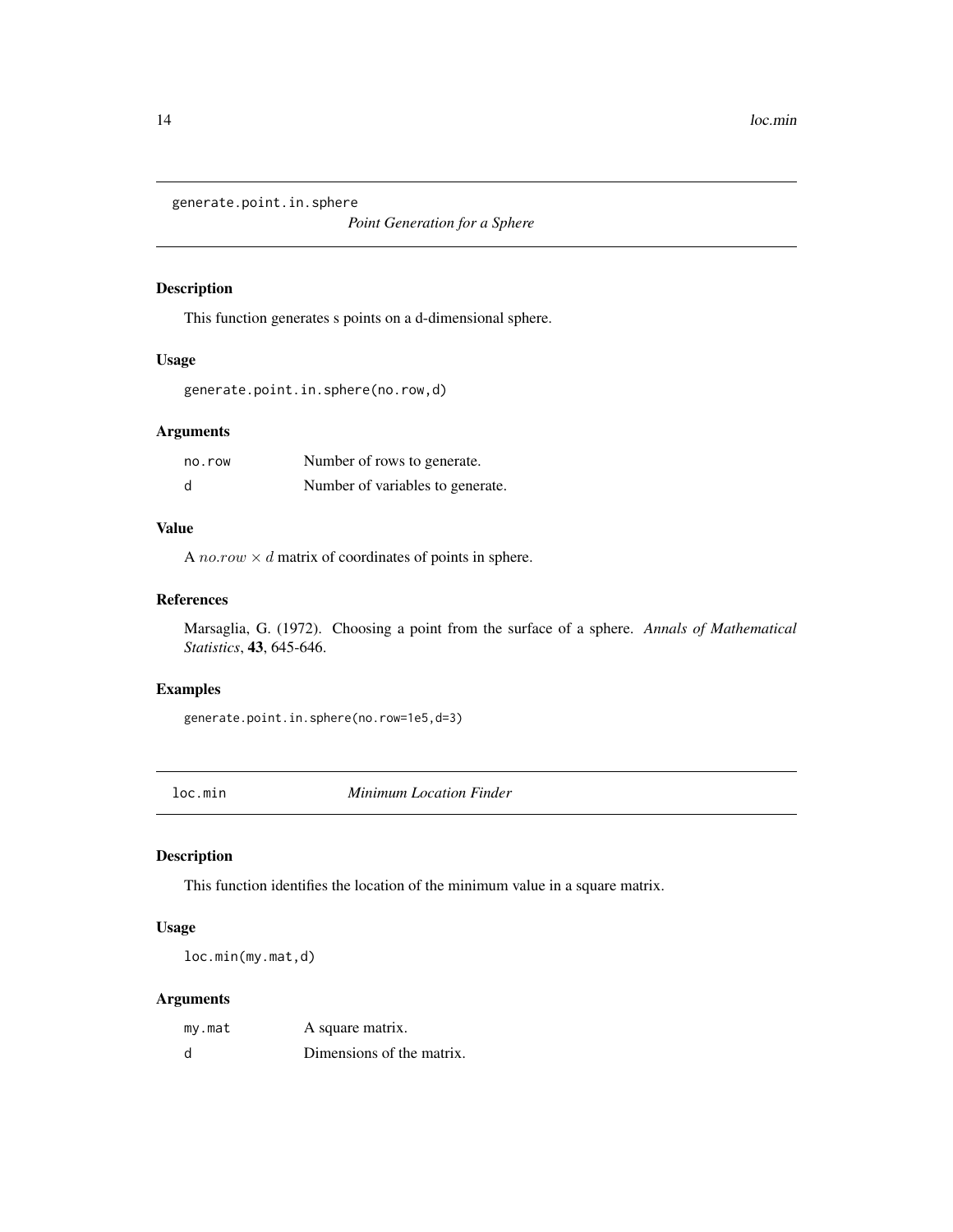## generate.point.in.sphere

*Point Generation for a Sphere*

### Description

This function generates s points on a d-dimensional sphere.

### Usage

```
generate.point.in.sphere(no.row,d)
```

### Arguments

| | |
|---|---|
| no.row | Number of rows to generate. |
| d | Number of variables to generate. |

### Value

A $no.row \times d$ matrix of coordinates of points in sphere.

### References

Marsaglia, G. (1972). Choosing a point from the surface of a sphere. *Annals of Mathematical Statistics*, **43**, 645-646.

### Examples

```
generate.point.in.sphere(no.row=1e5,d=3)
```

## loc.min

*Minimum Location Finder*

### Description

This function identifies the location of the minimum value in a square matrix.

### Usage

```
loc.min(my.mat,d)
```

### Arguments

| | |
|---|---|
| my.mat | A square matrix. |
| d | Dimensions of the matrix. |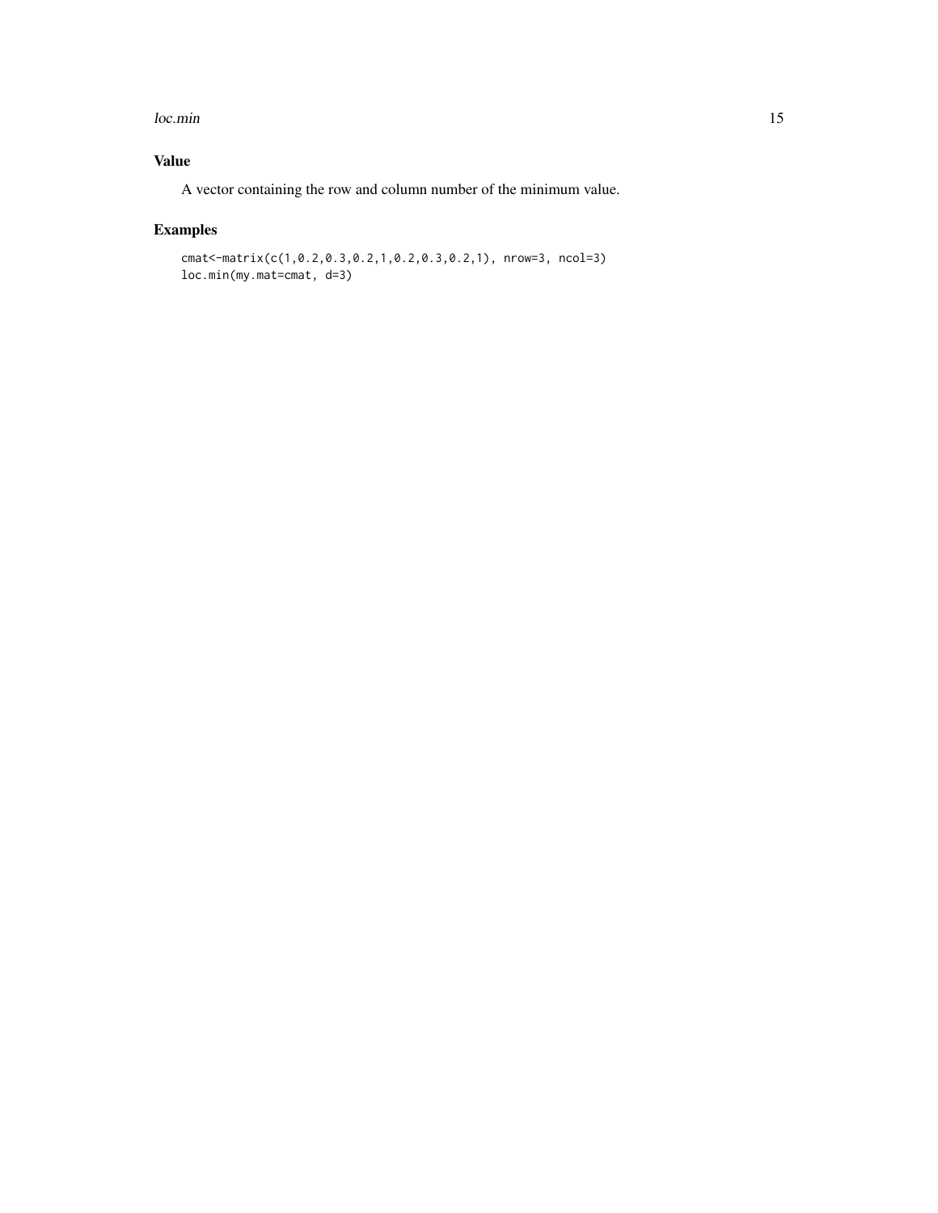## Value

A vector containing the row and column number of the minimum value.

## Examples

```
cmat<-matrix(c(1,0.2,0.3,0.2,1,0.2,0.3,0.2,1), nrow=3, ncol=3)
loc.min(my.mat=cmat, d=3)
```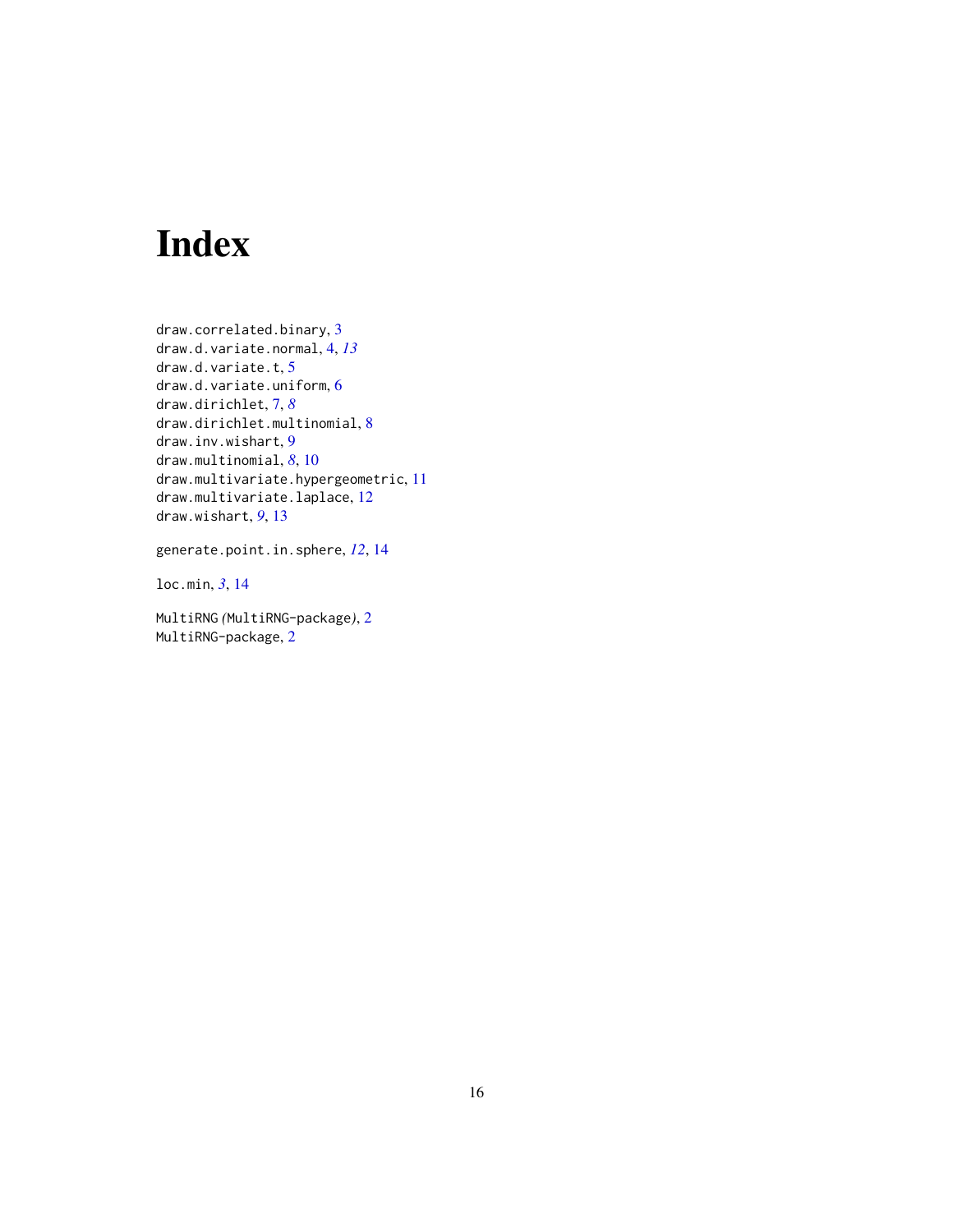# Index

draw.correlated.binary, 3
draw.d.variate.normal, 4, *13*
draw.d.variate.t, 5
draw.d.variate.uniform, 6
draw.dirichlet, 7, *8*
draw.dirichlet.multinomial, 8
draw.inv.wishart, 9
draw.multinomial, *8*, 10
draw.multivariate.hypergeometric, 11
draw.multivariate.laplace, 12
draw.wishart, *9*, 13

generate.point.in.sphere, *12*, 14

loc.min, *3*, 14

MultiRNG *(*MultiRNG-package*)*, 2
MultiRNG-package, 2